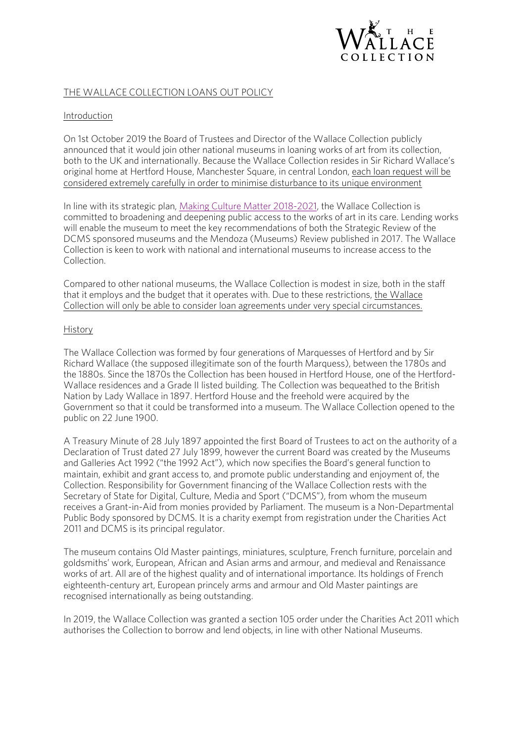# THE WALLACE COLLECTION LOANS OUT POLICY

## Introduction

On 1st October 2019 the Board of Trustees and Director of the Wallace Collection publicly announced that it would join other national museums in loaning works of art from its collection, both to the UK and internationally. Because the Wallace Collection resides in Sir Richard Wallace's original home at Hertford House, Manchester Square, in central London, each loan request will be considered extremely carefully in order to minimise disturbance to its unique environment

In line with its strategic plan, Making Culture Matter 2018-2021, the Wallace Collection is committed to broadening and deepening public access to the works of art in its care. Lending works will enable the museum to meet the key recommendations of both the Strategic Review of the DCMS sponsored museums and the Mendoza (Museums) Review published in 2017. The Wallace Collection is keen to work with national and international museums to increase access to the Collection.

Compared to other national museums, the Wallace Collection is modest in size, both in the staff that it employs and the budget that it operates with. Due to these restrictions, the Wallace Collection will only be able to consider loan agreements under very special circumstances.

## History

The Wallace Collection was formed by four generations of Marquesses of Hertford and by Sir Richard Wallace (the supposed illegitimate son of the fourth Marquess), between the 1780s and the 1880s. Since the 1870s the Collection has been housed in Hertford House, one of the Hertford-Wallace residences and a Grade II listed building. The Collection was bequeathed to the British Nation by Lady Wallace in 1897. Hertford House and the freehold were acquired by the Government so that it could be transformed into a museum. The Wallace Collection opened to the public on 22 June 1900.

A Treasury Minute of 28 July 1897 appointed the first Board of Trustees to act on the authority of a Declaration of Trust dated 27 July 1899, however the current Board was created by the Museums and Galleries Act 1992 ("the 1992 Act"), which now specifies the Board's general function to maintain, exhibit and grant access to, and promote public understanding and enjoyment of, the Collection. Responsibility for Government financing of the Wallace Collection rests with the Secretary of State for Digital, Culture, Media and Sport ("DCMS"), from whom the museum receives a Grant-in-Aid from monies provided by Parliament. The museum is a Non-Departmental Public Body sponsored by DCMS. It is a charity exempt from registration under the Charities Act 2011 and DCMS is its principal regulator.

The museum contains Old Master paintings, miniatures, sculpture, French furniture, porcelain and goldsmiths' work, European, African and Asian arms and armour, and medieval and Renaissance works of art. All are of the highest quality and of international importance. Its holdings of French eighteenth-century art, European princely arms and armour and Old Master paintings are recognised internationally as being outstanding.

In 2019, the Wallace Collection was granted a section 105 order under the Charities Act 2011 which authorises the Collection to borrow and lend objects, in line with other National Museums.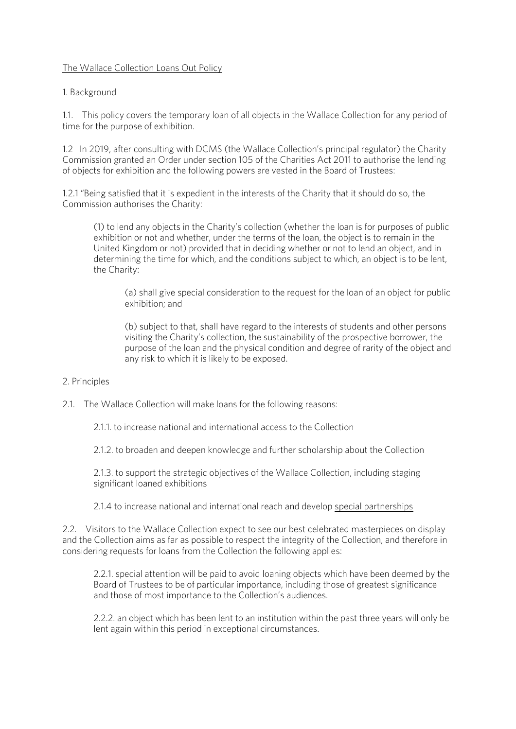<u>The Wallace Collection Loans Out Policy</u>

1. Background

1.1. This policy covers the temporary loan of all objects in the Wallace Collection for any period of time for the purpose of exhibition.

1.2 In 2019, after consulting with DCMS (the Wallace Collection's principal regulator) the Charity Commission granted an Order under section 105 of the Charities Act 2011 to authorise the lending of objects for exhibition and the following powers are vested in the Board of Trustees:

1.2.1 "Being satisfied that it is expedient in the interests of the Charity that it should do so, the Commission authorises the Charity:

> (1) to lend any objects in the Charity's collection (whether the loan is for purposes of public exhibition or not and whether, under the terms of the loan, the object is to remain in the United Kingdom or not) provided that in deciding whether or not to lend an object, and in determining the time for which, and the conditions subject to which, an object is to be lent, the Charity:
>
> > (a) shall give special consideration to the request for the loan of an object for public exhibition; and
> >
> > (b) subject to that, shall have regard to the interests of students and other persons visiting the Charity's collection, the sustainability of the prospective borrower, the purpose of the loan and the physical condition and degree of rarity of the object and any risk to which it is likely to be exposed.

2. Principles

2.1. The Wallace Collection will make loans for the following reasons:

> 2.1.1. to increase national and international access to the Collection
>
> 2.1.2. to broaden and deepen knowledge and further scholarship about the Collection
>
> 2.1.3. to support the strategic objectives of the Wallace Collection, including staging significant loaned exhibitions
>
> 2.1.4 to increase national and international reach and develop <u>special partnerships</u>

2.2. Visitors to the Wallace Collection expect to see our best celebrated masterpieces on display and the Collection aims as far as possible to respect the integrity of the Collection, and therefore in considering requests for loans from the Collection the following applies:

> 2.2.1. special attention will be paid to avoid loaning objects which have been deemed by the Board of Trustees to be of particular importance, including those of greatest significance and those of most importance to the Collection's audiences.
>
> 2.2.2. an object which has been lent to an institution within the past three years will only be lent again within this period in exceptional circumstances.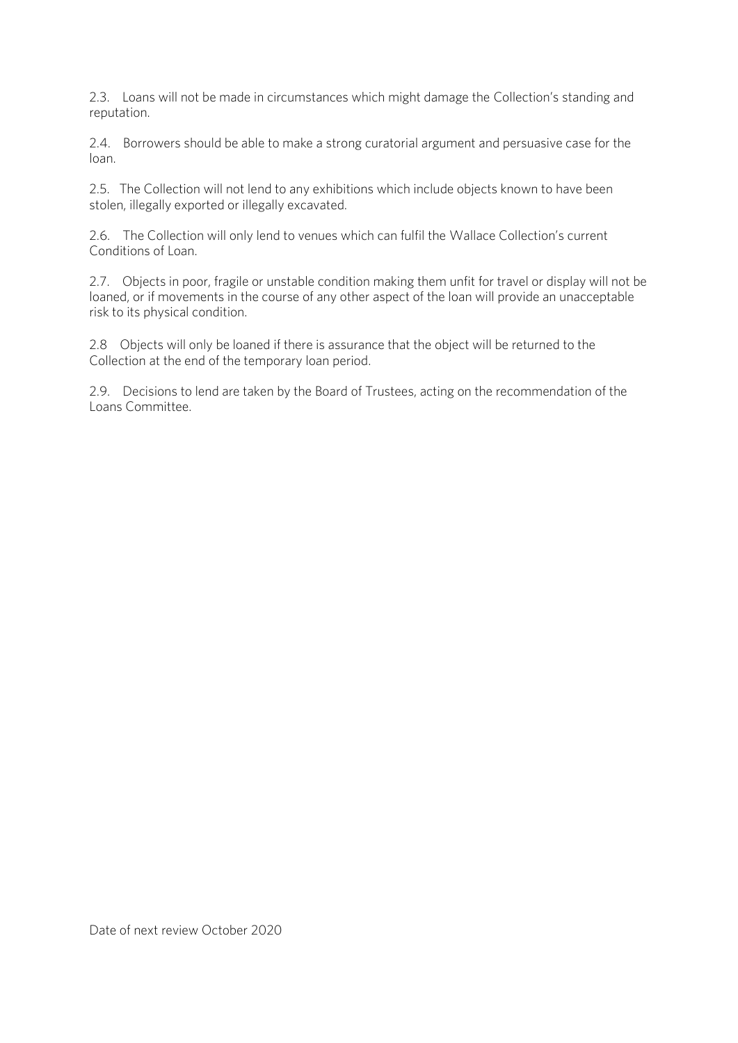2.3. Loans will not be made in circumstances which might damage the Collection's standing and reputation.

2.4. Borrowers should be able to make a strong curatorial argument and persuasive case for the loan.

2.5. The Collection will not lend to any exhibitions which include objects known to have been stolen, illegally exported or illegally excavated.

2.6. The Collection will only lend to venues which can fulfil the Wallace Collection's current Conditions of Loan.

2.7. Objects in poor, fragile or unstable condition making them unfit for travel or display will not be loaned, or if movements in the course of any other aspect of the loan will provide an unacceptable risk to its physical condition.

2.8 Objects will only be loaned if there is assurance that the object will be returned to the Collection at the end of the temporary loan period.

2.9. Decisions to lend are taken by the Board of Trustees, acting on the recommendation of the Loans Committee.

Date of next review October 2020